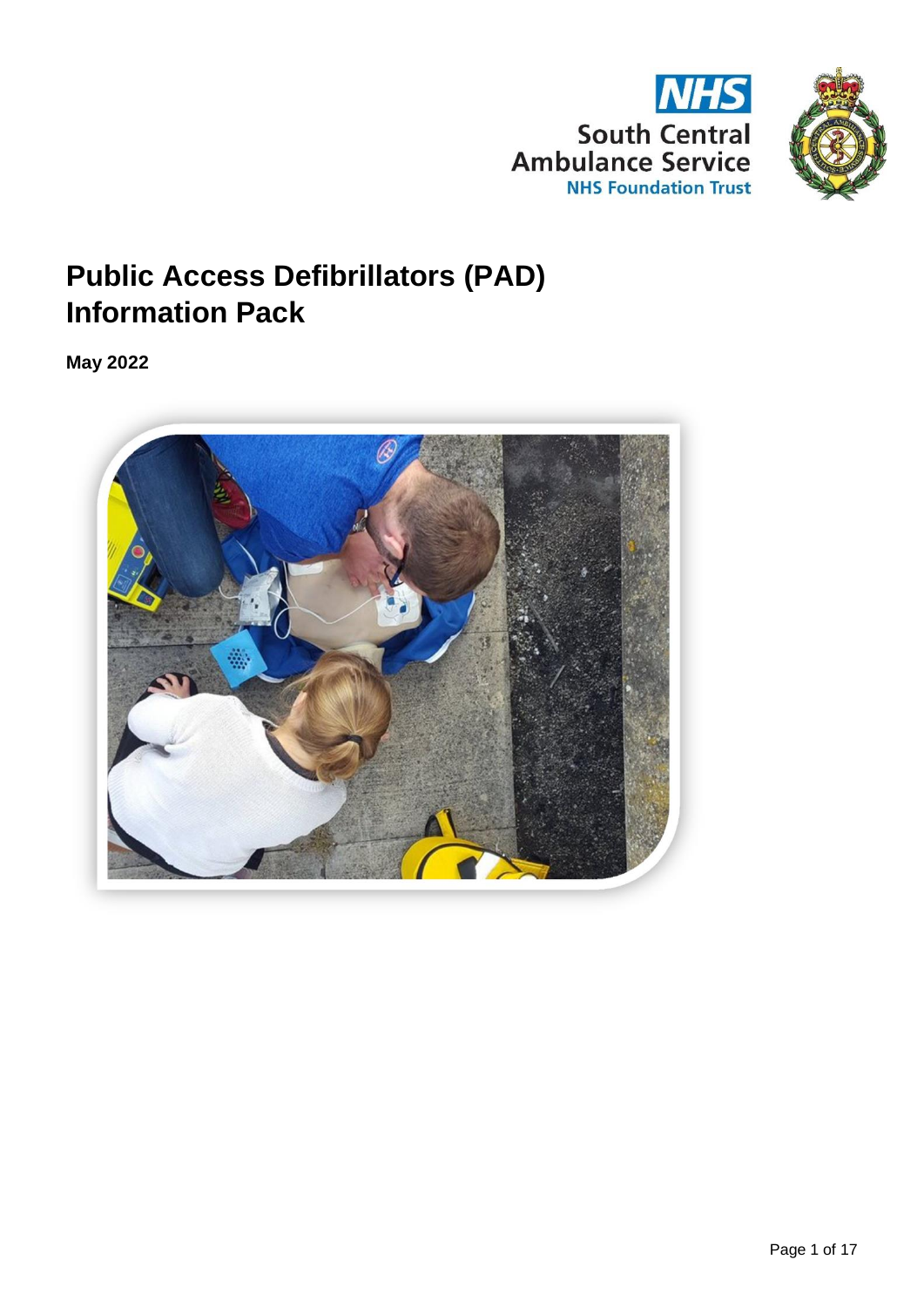NHS

South Central Ambulance Service

NHS Foundation Trust

# Public Access Defibrillators (PAD) Information Pack

**May 2022**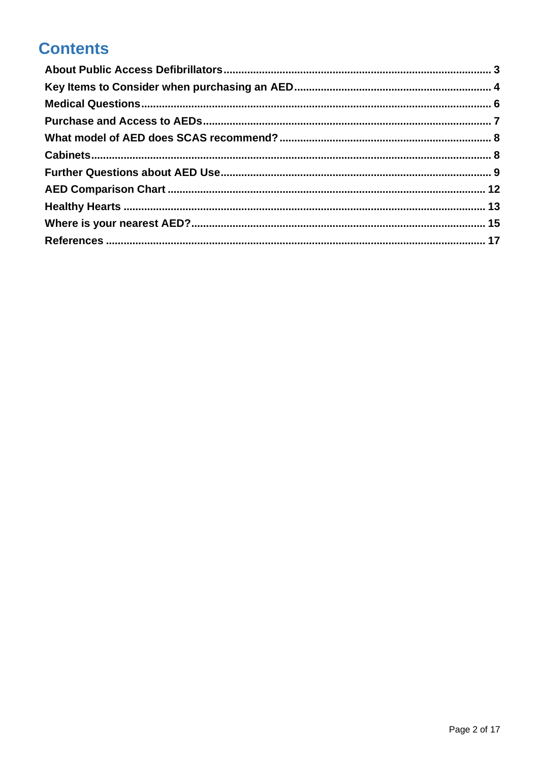# Contents

- **About Public Access Defibrillators** ..... 3
- **Key Items to Consider when purchasing an AED** ..... 4
- **Medical Questions** ..... 6
- **Purchase and Access to AEDs** ..... 7
- **What model of AED does SCAS recommend?** ..... 8
- **Cabinets** ..... 8
- **Further Questions about AED Use** ..... 9
- **AED Comparison Chart** ..... 12
- **Healthy Hearts** ..... 13
- **Where is your nearest AED?** ..... 15
- **References** ..... 17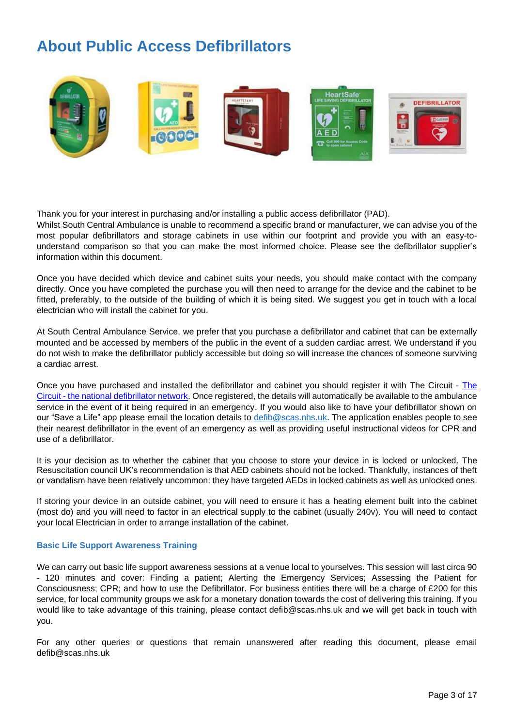# About Public Access Defibrillators

Thank you for your interest in purchasing and/or installing a public access defibrillator (PAD).
Whilst South Central Ambulance is unable to recommend a specific brand or manufacturer, we can advise you of the most popular defibrillators and storage cabinets in use within our footprint and provide you with an easy-to-understand comparison so that you can make the most informed choice. Please see the defibrillator supplier's information within this document.

Once you have decided which device and cabinet suits your needs, you should make contact with the company directly. Once you have completed the purchase you will then need to arrange for the device and the cabinet to be fitted, preferably, to the outside of the building of which it is being sited. We suggest you get in touch with a local electrician who will install the cabinet for you.

At South Central Ambulance Service, we prefer that you purchase a defibrillator and cabinet that can be externally mounted and be accessed by members of the public in the event of a sudden cardiac arrest. We understand if you do not wish to make the defibrillator publicly accessible but doing so will increase the chances of someone surviving a cardiac arrest.

Once you have purchased and installed the defibrillator and cabinet you should register it with The Circuit - The Circuit - the national defibrillator network. Once registered, the details will automatically be available to the ambulance service in the event of it being required in an emergency. If you would also like to have your defibrillator shown on our "Save a Life" app please email the location details to defib@scas.nhs.uk. The application enables people to see their nearest defibrillator in the event of an emergency as well as providing useful instructional videos for CPR and use of a defibrillator.

It is your decision as to whether the cabinet that you choose to store your device in is locked or unlocked. The Resuscitation council UK's recommendation is that AED cabinets should not be locked. Thankfully, instances of theft or vandalism have been relatively uncommon: they have targeted AEDs in locked cabinets as well as unlocked ones.

If storing your device in an outside cabinet, you will need to ensure it has a heating element built into the cabinet (most do) and you will need to factor in an electrical supply to the cabinet (usually 240v). You will need to contact your local Electrician in order to arrange installation of the cabinet.

### Basic Life Support Awareness Training

We can carry out basic life support awareness sessions at a venue local to yourselves. This session will last circa 90 - 120 minutes and cover: Finding a patient; Alerting the Emergency Services; Assessing the Patient for Consciousness; CPR; and how to use the Defibrillator. For business entities there will be a charge of £200 for this service, for local community groups we ask for a monetary donation towards the cost of delivering this training. If you would like to take advantage of this training, please contact defib@scas.nhs.uk and we will get back in touch with you.

For any other queries or questions that remain unanswered after reading this document, please email defib@scas.nhs.uk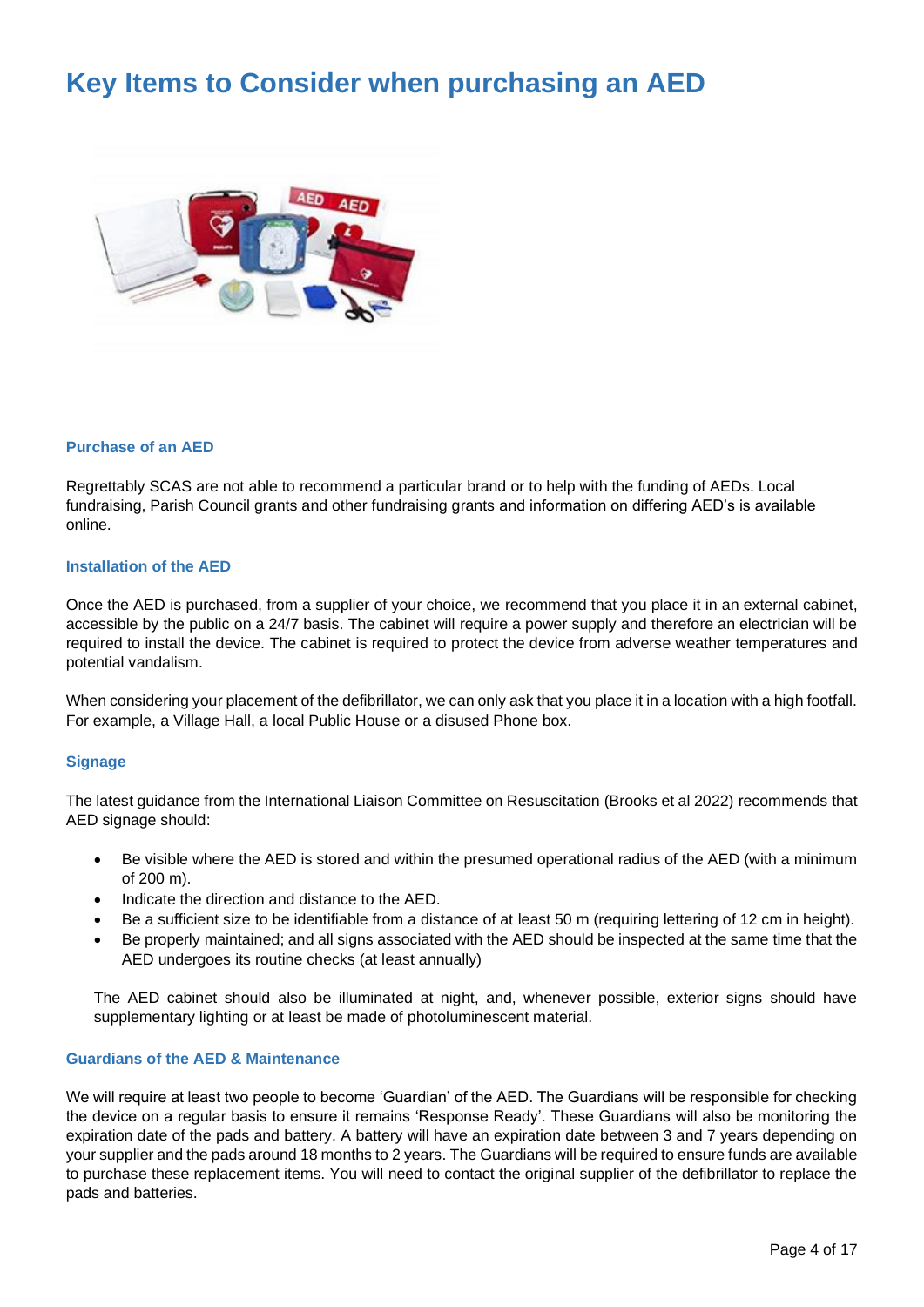# Key Items to Consider when purchasing an AED

### Purchase of an AED

Regrettably SCAS are not able to recommend a particular brand or to help with the funding of AEDs. Local fundraising, Parish Council grants and other fundraising grants and information on differing AED's is available online.

### Installation of the AED

Once the AED is purchased, from a supplier of your choice, we recommend that you place it in an external cabinet, accessible by the public on a 24/7 basis. The cabinet will require a power supply and therefore an electrician will be required to install the device. The cabinet is required to protect the device from adverse weather temperatures and potential vandalism.

When considering your placement of the defibrillator, we can only ask that you place it in a location with a high footfall. For example, a Village Hall, a local Public House or a disused Phone box.

### Signage

The latest guidance from the International Liaison Committee on Resuscitation (Brooks et al 2022) recommends that AED signage should:

- Be visible where the AED is stored and within the presumed operational radius of the AED (with a minimum of 200 m).
- Indicate the direction and distance to the AED.
- Be a sufficient size to be identifiable from a distance of at least 50 m (requiring lettering of 12 cm in height).
- Be properly maintained; and all signs associated with the AED should be inspected at the same time that the AED undergoes its routine checks (at least annually)

The AED cabinet should also be illuminated at night, and, whenever possible, exterior signs should have supplementary lighting or at least be made of photoluminescent material.

### Guardians of the AED & Maintenance

We will require at least two people to become 'Guardian' of the AED. The Guardians will be responsible for checking the device on a regular basis to ensure it remains 'Response Ready'. These Guardians will also be monitoring the expiration date of the pads and battery. A battery will have an expiration date between 3 and 7 years depending on your supplier and the pads around 18 months to 2 years. The Guardians will be required to ensure funds are available to purchase these replacement items. You will need to contact the original supplier of the defibrillator to replace the pads and batteries.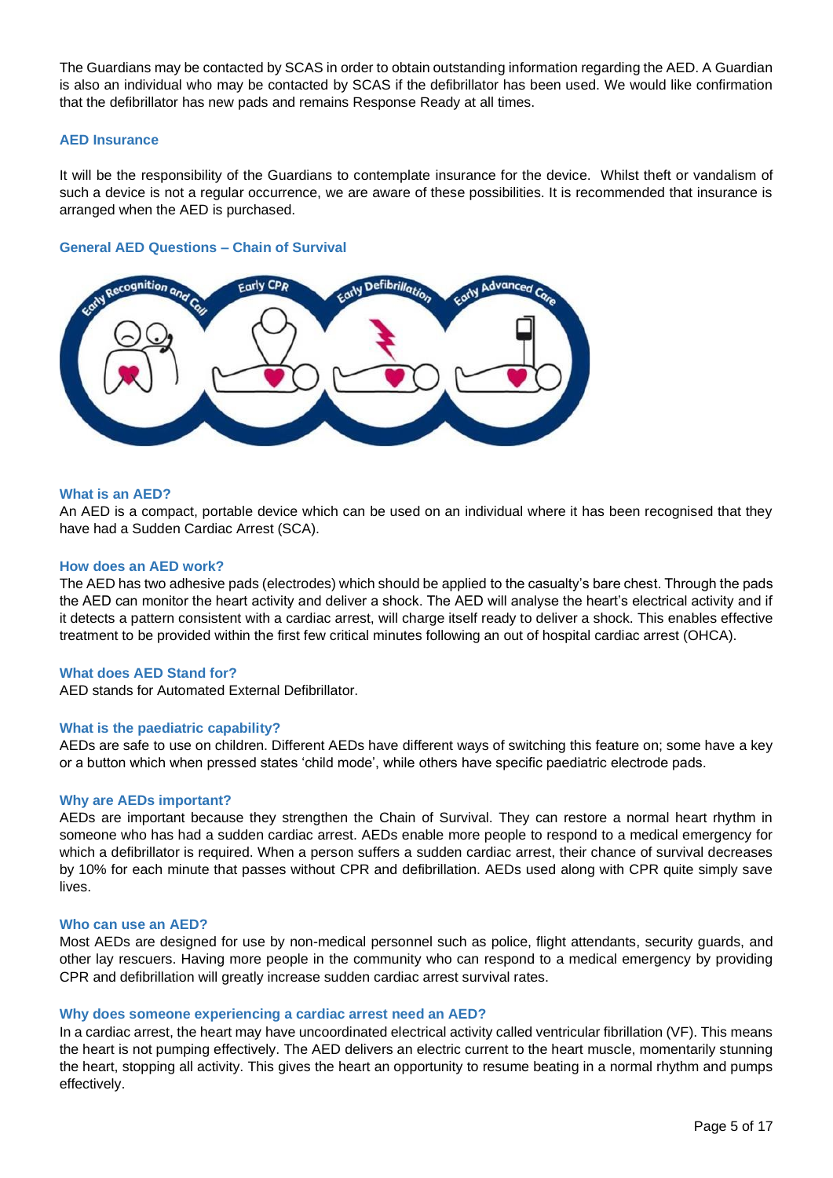The Guardians may be contacted by SCAS in order to obtain outstanding information regarding the AED. A Guardian is also an individual who may be contacted by SCAS if the defibrillator has been used. We would like confirmation that the defibrillator has new pads and remains Response Ready at all times.

### AED Insurance

It will be the responsibility of the Guardians to contemplate insurance for the device. Whilst theft or vandalism of such a device is not a regular occurrence, we are aware of these possibilities. It is recommended that insurance is arranged when the AED is purchased.

### General AED Questions – Chain of Survival

#### What is an AED?

An AED is a compact, portable device which can be used on an individual where it has been recognised that they have had a Sudden Cardiac Arrest (SCA).

#### How does an AED work?

The AED has two adhesive pads (electrodes) which should be applied to the casualty's bare chest. Through the pads the AED can monitor the heart activity and deliver a shock. The AED will analyse the heart's electrical activity and if it detects a pattern consistent with a cardiac arrest, will charge itself ready to deliver a shock. This enables effective treatment to be provided within the first few critical minutes following an out of hospital cardiac arrest (OHCA).

#### What does AED Stand for?

AED stands for Automated External Defibrillator.

#### What is the paediatric capability?

AEDs are safe to use on children. Different AEDs have different ways of switching this feature on; some have a key or a button which when pressed states 'child mode', while others have specific paediatric electrode pads.

#### Why are AEDs important?

AEDs are important because they strengthen the Chain of Survival. They can restore a normal heart rhythm in someone who has had a sudden cardiac arrest. AEDs enable more people to respond to a medical emergency for which a defibrillator is required. When a person suffers a sudden cardiac arrest, their chance of survival decreases by 10% for each minute that passes without CPR and defibrillation. AEDs used along with CPR quite simply save lives.

#### Who can use an AED?

Most AEDs are designed for use by non-medical personnel such as police, flight attendants, security guards, and other lay rescuers. Having more people in the community who can respond to a medical emergency by providing CPR and defibrillation will greatly increase sudden cardiac arrest survival rates.

#### Why does someone experiencing a cardiac arrest need an AED?

In a cardiac arrest, the heart may have uncoordinated electrical activity called ventricular fibrillation (VF). This means the heart is not pumping effectively. The AED delivers an electric current to the heart muscle, momentarily stunning the heart, stopping all activity. This gives the heart an opportunity to resume beating in a normal rhythm and pumps effectively.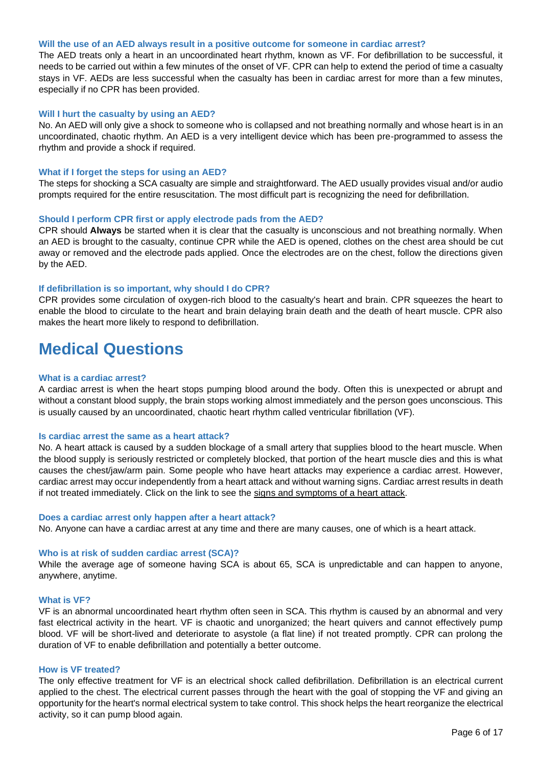### Will the use of an AED always result in a positive outcome for someone in cardiac arrest?

The AED treats only a heart in an uncoordinated heart rhythm, known as VF. For defibrillation to be successful, it needs to be carried out within a few minutes of the onset of VF. CPR can help to extend the period of time a casualty stays in VF. AEDs are less successful when the casualty has been in cardiac arrest for more than a few minutes, especially if no CPR has been provided.

### Will I hurt the casualty by using an AED?

No. An AED will only give a shock to someone who is collapsed and not breathing normally and whose heart is in an uncoordinated, chaotic rhythm. An AED is a very intelligent device which has been pre-programmed to assess the rhythm and provide a shock if required.

### What if I forget the steps for using an AED?

The steps for shocking a SCA casualty are simple and straightforward. The AED usually provides visual and/or audio prompts required for the entire resuscitation. The most difficult part is recognizing the need for defibrillation.

### Should I perform CPR first or apply electrode pads from the AED?

CPR should **Always** be started when it is clear that the casualty is unconscious and not breathing normally. When an AED is brought to the casualty, continue CPR while the AED is opened, clothes on the chest area should be cut away or removed and the electrode pads applied. Once the electrodes are on the chest, follow the directions given by the AED.

### If defibrillation is so important, why should I do CPR?

CPR provides some circulation of oxygen-rich blood to the casualty's heart and brain. CPR squeezes the heart to enable the blood to circulate to the heart and brain delaying brain death and the death of heart muscle. CPR also makes the heart more likely to respond to defibrillation.

# Medical Questions

### What is a cardiac arrest?

A cardiac arrest is when the heart stops pumping blood around the body. Often this is unexpected or abrupt and without a constant blood supply, the brain stops working almost immediately and the person goes unconscious. This is usually caused by an uncoordinated, chaotic heart rhythm called ventricular fibrillation (VF).

### Is cardiac arrest the same as a heart attack?

No. A heart attack is caused by a sudden blockage of a small artery that supplies blood to the heart muscle. When the blood supply is seriously restricted or completely blocked, that portion of the heart muscle dies and this is what causes the chest/jaw/arm pain. Some people who have heart attacks may experience a cardiac arrest. However, cardiac arrest may occur independently from a heart attack and without warning signs. Cardiac arrest results in death if not treated immediately. Click on the link to see the signs and symptoms of a heart attack.

### Does a cardiac arrest only happen after a heart attack?

No. Anyone can have a cardiac arrest at any time and there are many causes, one of which is a heart attack.

### Who is at risk of sudden cardiac arrest (SCA)?

While the average age of someone having SCA is about 65, SCA is unpredictable and can happen to anyone, anywhere, anytime.

### What is VF?

VF is an abnormal uncoordinated heart rhythm often seen in SCA. This rhythm is caused by an abnormal and very fast electrical activity in the heart. VF is chaotic and unorganized; the heart quivers and cannot effectively pump blood. VF will be short-lived and deteriorate to asystole (a flat line) if not treated promptly. CPR can prolong the duration of VF to enable defibrillation and potentially a better outcome.

### How is VF treated?

The only effective treatment for VF is an electrical shock called defibrillation. Defibrillation is an electrical current applied to the chest. The electrical current passes through the heart with the goal of stopping the VF and giving an opportunity for the heart's normal electrical system to take control. This shock helps the heart reorganize the electrical activity, so it can pump blood again.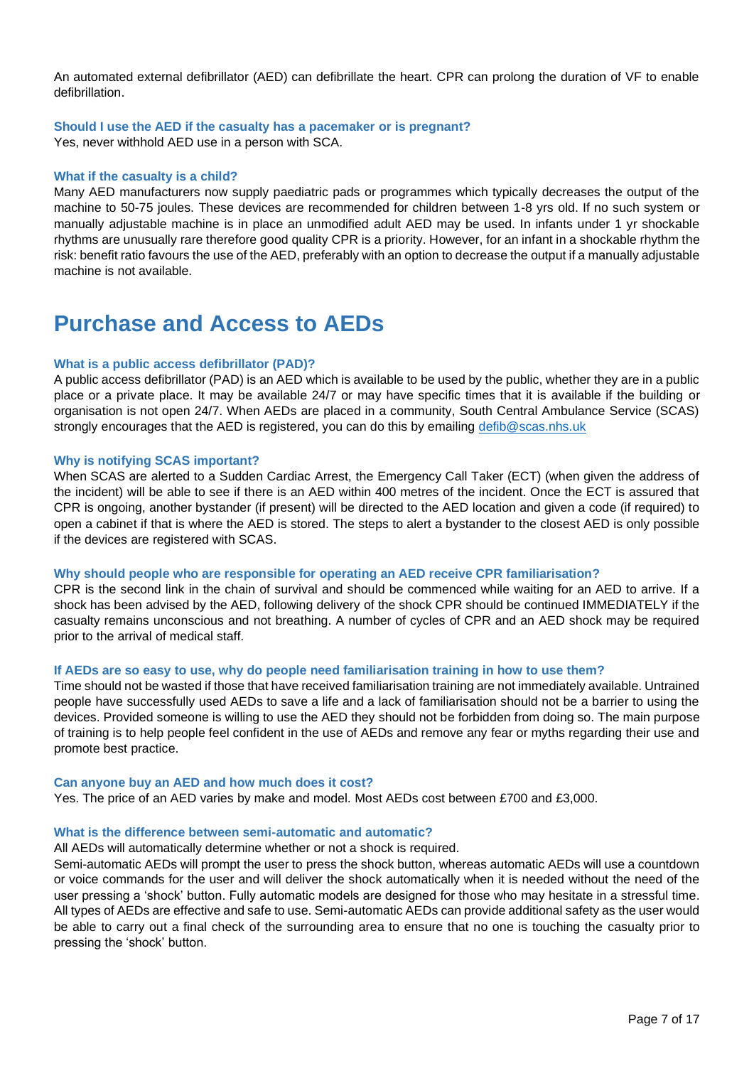An automated external defibrillator (AED) can defibrillate the heart. CPR can prolong the duration of VF to enable defibrillation.

### Should I use the AED if the casualty has a pacemaker or is pregnant?

Yes, never withhold AED use in a person with SCA.

### What if the casualty is a child?

Many AED manufacturers now supply paediatric pads or programmes which typically decreases the output of the machine to 50-75 joules. These devices are recommended for children between 1-8 yrs old. If no such system or manually adjustable machine is in place an unmodified adult AED may be used. In infants under 1 yr shockable rhythms are unusually rare therefore good quality CPR is a priority. However, for an infant in a shockable rhythm the risk: benefit ratio favours the use of the AED, preferably with an option to decrease the output if a manually adjustable machine is not available.

## Purchase and Access to AEDs

### What is a public access defibrillator (PAD)?

A public access defibrillator (PAD) is an AED which is available to be used by the public, whether they are in a public place or a private place. It may be available 24/7 or may have specific times that it is available if the building or organisation is not open 24/7. When AEDs are placed in a community, South Central Ambulance Service (SCAS) strongly encourages that the AED is registered, you can do this by emailing [defib@scas.nhs.uk](mailto:defib@scas.nhs.uk)

### Why is notifying SCAS important?

When SCAS are alerted to a Sudden Cardiac Arrest, the Emergency Call Taker (ECT) (when given the address of the incident) will be able to see if there is an AED within 400 metres of the incident. Once the ECT is assured that CPR is ongoing, another bystander (if present) will be directed to the AED location and given a code (if required) to open a cabinet if that is where the AED is stored. The steps to alert a bystander to the closest AED is only possible if the devices are registered with SCAS.

### Why should people who are responsible for operating an AED receive CPR familiarisation?

CPR is the second link in the chain of survival and should be commenced while waiting for an AED to arrive. If a shock has been advised by the AED, following delivery of the shock CPR should be continued IMMEDIATELY if the casualty remains unconscious and not breathing. A number of cycles of CPR and an AED shock may be required prior to the arrival of medical staff.

### If AEDs are so easy to use, why do people need familiarisation training in how to use them?

Time should not be wasted if those that have received familiarisation training are not immediately available. Untrained people have successfully used AEDs to save a life and a lack of familiarisation should not be a barrier to using the devices. Provided someone is willing to use the AED they should not be forbidden from doing so. The main purpose of training is to help people feel confident in the use of AEDs and remove any fear or myths regarding their use and promote best practice.

### Can anyone buy an AED and how much does it cost?

Yes. The price of an AED varies by make and model. Most AEDs cost between £700 and £3,000.

### What is the difference between semi-automatic and automatic?

All AEDs will automatically determine whether or not a shock is required.

Semi-automatic AEDs will prompt the user to press the shock button, whereas automatic AEDs will use a countdown or voice commands for the user and will deliver the shock automatically when it is needed without the need of the user pressing a 'shock' button. Fully automatic models are designed for those who may hesitate in a stressful time. All types of AEDs are effective and safe to use. Semi-automatic AEDs can provide additional safety as the user would be able to carry out a final check of the surrounding area to ensure that no one is touching the casualty prior to pressing the 'shock' button.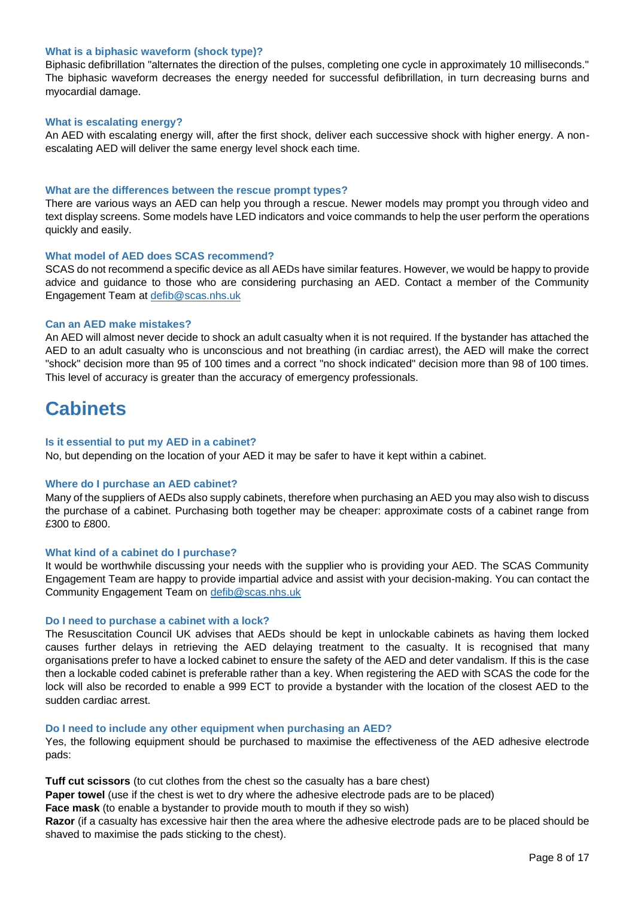### What is a biphasic waveform (shock type)?

Biphasic defibrillation "alternates the direction of the pulses, completing one cycle in approximately 10 milliseconds." The biphasic waveform decreases the energy needed for successful defibrillation, in turn decreasing burns and myocardial damage.

### What is escalating energy?

An AED with escalating energy will, after the first shock, deliver each successive shock with higher energy. A non-escalating AED will deliver the same energy level shock each time.

### What are the differences between the rescue prompt types?

There are various ways an AED can help you through a rescue. Newer models may prompt you through video and text display screens. Some models have LED indicators and voice commands to help the user perform the operations quickly and easily.

### What model of AED does SCAS recommend?

SCAS do not recommend a specific device as all AEDs have similar features. However, we would be happy to provide advice and guidance to those who are considering purchasing an AED. Contact a member of the Community Engagement Team at defib@scas.nhs.uk

### Can an AED make mistakes?

An AED will almost never decide to shock an adult casualty when it is not required. If the bystander has attached the AED to an adult casualty who is unconscious and not breathing (in cardiac arrest), the AED will make the correct "shock" decision more than 95 of 100 times and a correct "no shock indicated" decision more than 98 of 100 times. This level of accuracy is greater than the accuracy of emergency professionals.

# Cabinets

### Is it essential to put my AED in a cabinet?

No, but depending on the location of your AED it may be safer to have it kept within a cabinet.

### Where do I purchase an AED cabinet?

Many of the suppliers of AEDs also supply cabinets, therefore when purchasing an AED you may also wish to discuss the purchase of a cabinet. Purchasing both together may be cheaper: approximate costs of a cabinet range from £300 to £800.

### What kind of a cabinet do I purchase?

It would be worthwhile discussing your needs with the supplier who is providing your AED. The SCAS Community Engagement Team are happy to provide impartial advice and assist with your decision-making. You can contact the Community Engagement Team on defib@scas.nhs.uk

### Do I need to purchase a cabinet with a lock?

The Resuscitation Council UK advises that AEDs should be kept in unlockable cabinets as having them locked causes further delays in retrieving the AED delaying treatment to the casualty. It is recognised that many organisations prefer to have a locked cabinet to ensure the safety of the AED and deter vandalism. If this is the case then a lockable coded cabinet is preferable rather than a key. When registering the AED with SCAS the code for the lock will also be recorded to enable a 999 ECT to provide a bystander with the location of the closest AED to the sudden cardiac arrest.

### Do I need to include any other equipment when purchasing an AED?

Yes, the following equipment should be purchased to maximise the effectiveness of the AED adhesive electrode pads:

**Tuff cut scissors** (to cut clothes from the chest so the casualty has a bare chest)
**Paper towel** (use if the chest is wet to dry where the adhesive electrode pads are to be placed)
**Face mask** (to enable a bystander to provide mouth to mouth if they so wish)
**Razor** (if a casualty has excessive hair then the area where the adhesive electrode pads are to be placed should be shaved to maximise the pads sticking to the chest).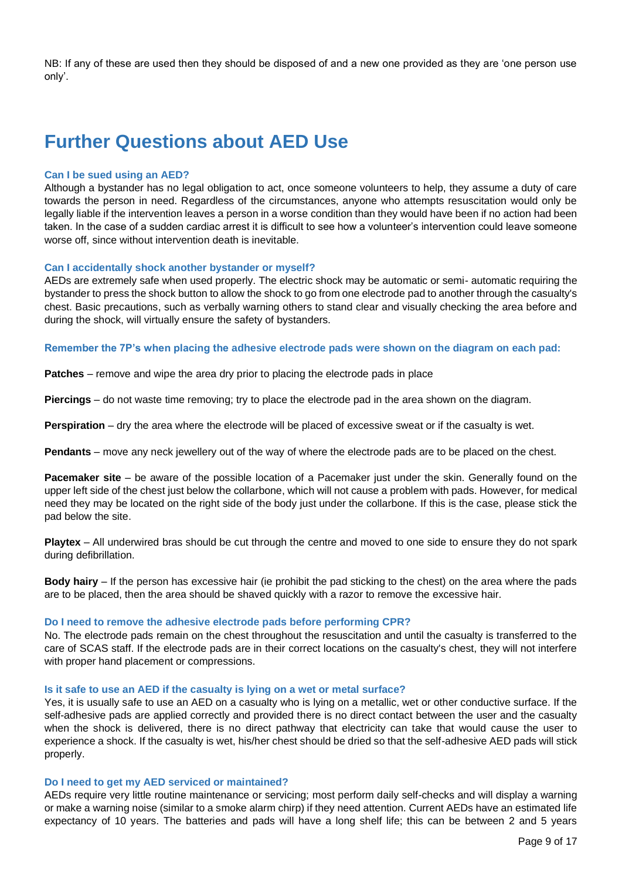NB: If any of these are used then they should be disposed of and a new one provided as they are 'one person use only'.

## Further Questions about AED Use

#### Can I be sued using an AED?

Although a bystander has no legal obligation to act, once someone volunteers to help, they assume a duty of care towards the person in need. Regardless of the circumstances, anyone who attempts resuscitation would only be legally liable if the intervention leaves a person in a worse condition than they would have been if no action had been taken. In the case of a sudden cardiac arrest it is difficult to see how a volunteer's intervention could leave someone worse off, since without intervention death is inevitable.

#### Can I accidentally shock another bystander or myself?

AEDs are extremely safe when used properly. The electric shock may be automatic or semi- automatic requiring the bystander to press the shock button to allow the shock to go from one electrode pad to another through the casualty's chest. Basic precautions, such as verbally warning others to stand clear and visually checking the area before and during the shock, will virtually ensure the safety of bystanders.

#### Remember the 7P's when placing the adhesive electrode pads were shown on the diagram on each pad:

**Patches** – remove and wipe the area dry prior to placing the electrode pads in place

**Piercings** – do not waste time removing; try to place the electrode pad in the area shown on the diagram.

**Perspiration** – dry the area where the electrode will be placed of excessive sweat or if the casualty is wet.

**Pendants** – move any neck jewellery out of the way of where the electrode pads are to be placed on the chest.

**Pacemaker site** – be aware of the possible location of a Pacemaker just under the skin. Generally found on the upper left side of the chest just below the collarbone, which will not cause a problem with pads. However, for medical need they may be located on the right side of the body just under the collarbone. If this is the case, please stick the pad below the site.

**Playtex** – All underwired bras should be cut through the centre and moved to one side to ensure they do not spark during defibrillation.

**Body hairy** – If the person has excessive hair (ie prohibit the pad sticking to the chest) on the area where the pads are to be placed, then the area should be shaved quickly with a razor to remove the excessive hair.

#### Do I need to remove the adhesive electrode pads before performing CPR?

No. The electrode pads remain on the chest throughout the resuscitation and until the casualty is transferred to the care of SCAS staff. If the electrode pads are in their correct locations on the casualty's chest, they will not interfere with proper hand placement or compressions.

#### Is it safe to use an AED if the casualty is lying on a wet or metal surface?

Yes, it is usually safe to use an AED on a casualty who is lying on a metallic, wet or other conductive surface. If the self-adhesive pads are applied correctly and provided there is no direct contact between the user and the casualty when the shock is delivered, there is no direct pathway that electricity can take that would cause the user to experience a shock. If the casualty is wet, his/her chest should be dried so that the self-adhesive AED pads will stick properly.

#### Do I need to get my AED serviced or maintained?

AEDs require very little routine maintenance or servicing; most perform daily self-checks and will display a warning or make a warning noise (similar to a smoke alarm chirp) if they need attention. Current AEDs have an estimated life expectancy of 10 years. The batteries and pads will have a long shelf life; this can be between 2 and 5 years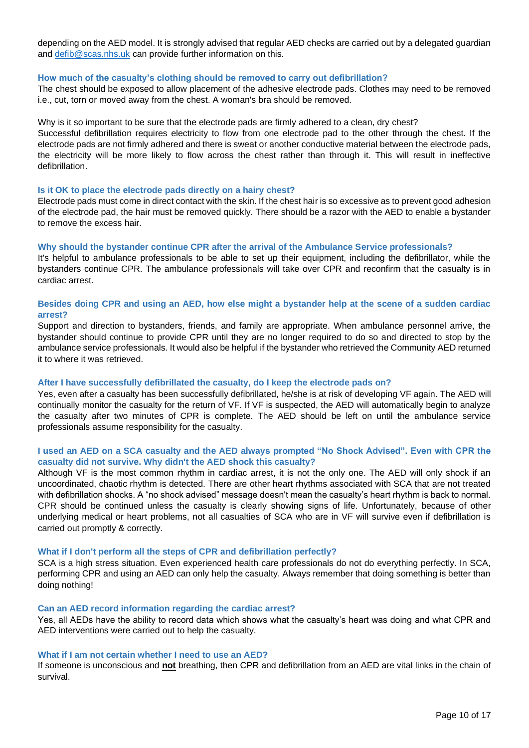depending on the AED model. It is strongly advised that regular AED checks are carried out by a delegated guardian and [defib@scas.nhs.uk](mailto:defib@scas.nhs.uk) can provide further information on this.

### How much of the casualty's clothing should be removed to carry out defibrillation?

The chest should be exposed to allow placement of the adhesive electrode pads. Clothes may need to be removed i.e., cut, torn or moved away from the chest. A woman's bra should be removed.

Why is it so important to be sure that the electrode pads are firmly adhered to a clean, dry chest?
Successful defibrillation requires electricity to flow from one electrode pad to the other through the chest. If the electrode pads are not firmly adhered and there is sweat or another conductive material between the electrode pads, the electricity will be more likely to flow across the chest rather than through it. This will result in ineffective defibrillation.

### Is it OK to place the electrode pads directly on a hairy chest?

Electrode pads must come in direct contact with the skin. If the chest hair is so excessive as to prevent good adhesion of the electrode pad, the hair must be removed quickly. There should be a razor with the AED to enable a bystander to remove the excess hair.

### Why should the bystander continue CPR after the arrival of the Ambulance Service professionals?

It's helpful to ambulance professionals to be able to set up their equipment, including the defibrillator, while the bystanders continue CPR. The ambulance professionals will take over CPR and reconfirm that the casualty is in cardiac arrest.

### Besides doing CPR and using an AED, how else might a bystander help at the scene of a sudden cardiac arrest?

Support and direction to bystanders, friends, and family are appropriate. When ambulance personnel arrive, the bystander should continue to provide CPR until they are no longer required to do so and directed to stop by the ambulance service professionals. It would also be helpful if the bystander who retrieved the Community AED returned it to where it was retrieved.

### After I have successfully defibrillated the casualty, do I keep the electrode pads on?

Yes, even after a casualty has been successfully defibrillated, he/she is at risk of developing VF again. The AED will continually monitor the casualty for the return of VF. If VF is suspected, the AED will automatically begin to analyze the casualty after two minutes of CPR is complete. The AED should be left on until the ambulance service professionals assume responsibility for the casualty.

### I used an AED on a SCA casualty and the AED always prompted "No Shock Advised". Even with CPR the casualty did not survive. Why didn't the AED shock this casualty?

Although VF is the most common rhythm in cardiac arrest, it is not the only one. The AED will only shock if an uncoordinated, chaotic rhythm is detected. There are other heart rhythms associated with SCA that are not treated with defibrillation shocks. A "no shock advised" message doesn't mean the casualty's heart rhythm is back to normal. CPR should be continued unless the casualty is clearly showing signs of life. Unfortunately, because of other underlying medical or heart problems, not all casualties of SCA who are in VF will survive even if defibrillation is carried out promptly & correctly.

### What if I don't perform all the steps of CPR and defibrillation perfectly?

SCA is a high stress situation. Even experienced health care professionals do not do everything perfectly. In SCA, performing CPR and using an AED can only help the casualty. Always remember that doing something is better than doing nothing!

### Can an AED record information regarding the cardiac arrest?

Yes, all AEDs have the ability to record data which shows what the casualty's heart was doing and what CPR and AED interventions were carried out to help the casualty.

### What if I am not certain whether I need to use an AED?

If someone is unconscious and **not** breathing, then CPR and defibrillation from an AED are vital links in the chain of survival.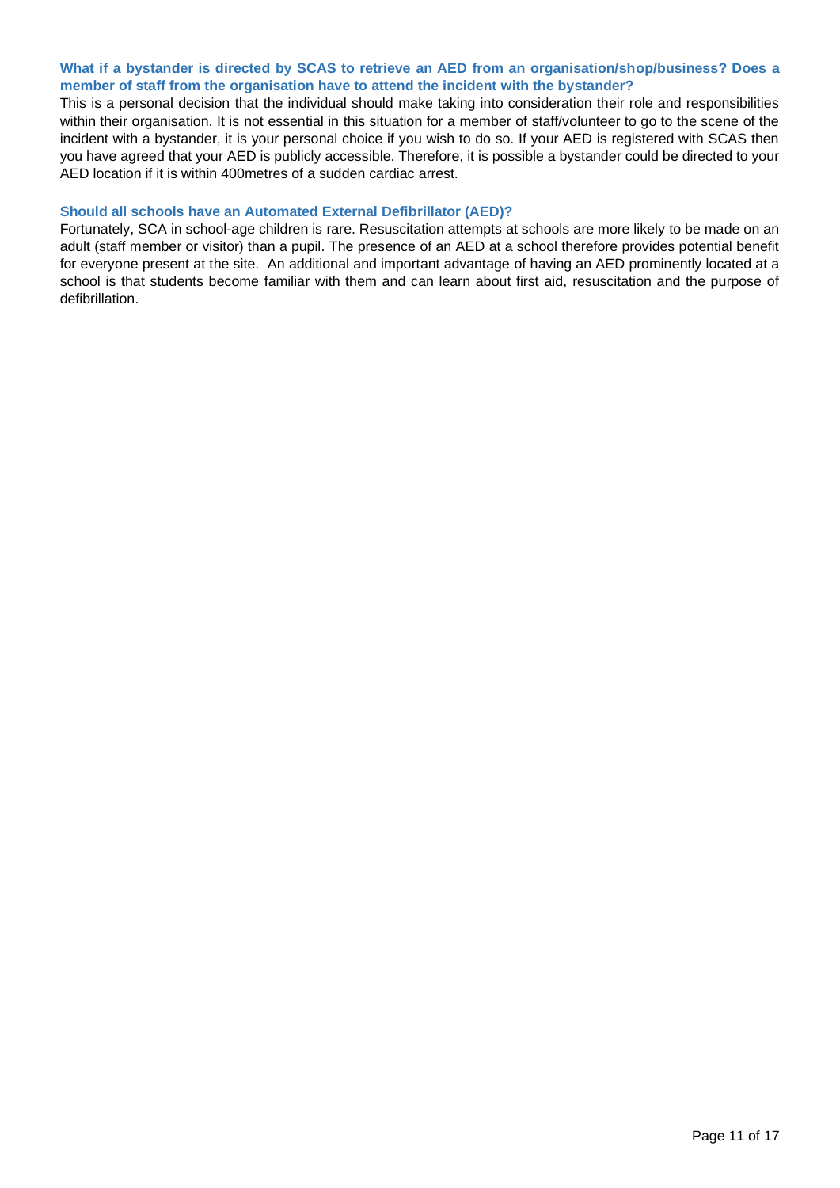### What if a bystander is directed by SCAS to retrieve an AED from an organisation/shop/business? Does a member of staff from the organisation have to attend the incident with the bystander?

This is a personal decision that the individual should make taking into consideration their role and responsibilities within their organisation. It is not essential in this situation for a member of staff/volunteer to go to the scene of the incident with a bystander, it is your personal choice if you wish to do so. If your AED is registered with SCAS then you have agreed that your AED is publicly accessible. Therefore, it is possible a bystander could be directed to your AED location if it is within 400metres of a sudden cardiac arrest.

### Should all schools have an Automated External Defibrillator (AED)?

Fortunately, SCA in school-age children is rare. Resuscitation attempts at schools are more likely to be made on an adult (staff member or visitor) than a pupil. The presence of an AED at a school therefore provides potential benefit for everyone present at the site. An additional and important advantage of having an AED prominently located at a school is that students become familiar with them and can learn about first aid, resuscitation and the purpose of defibrillation.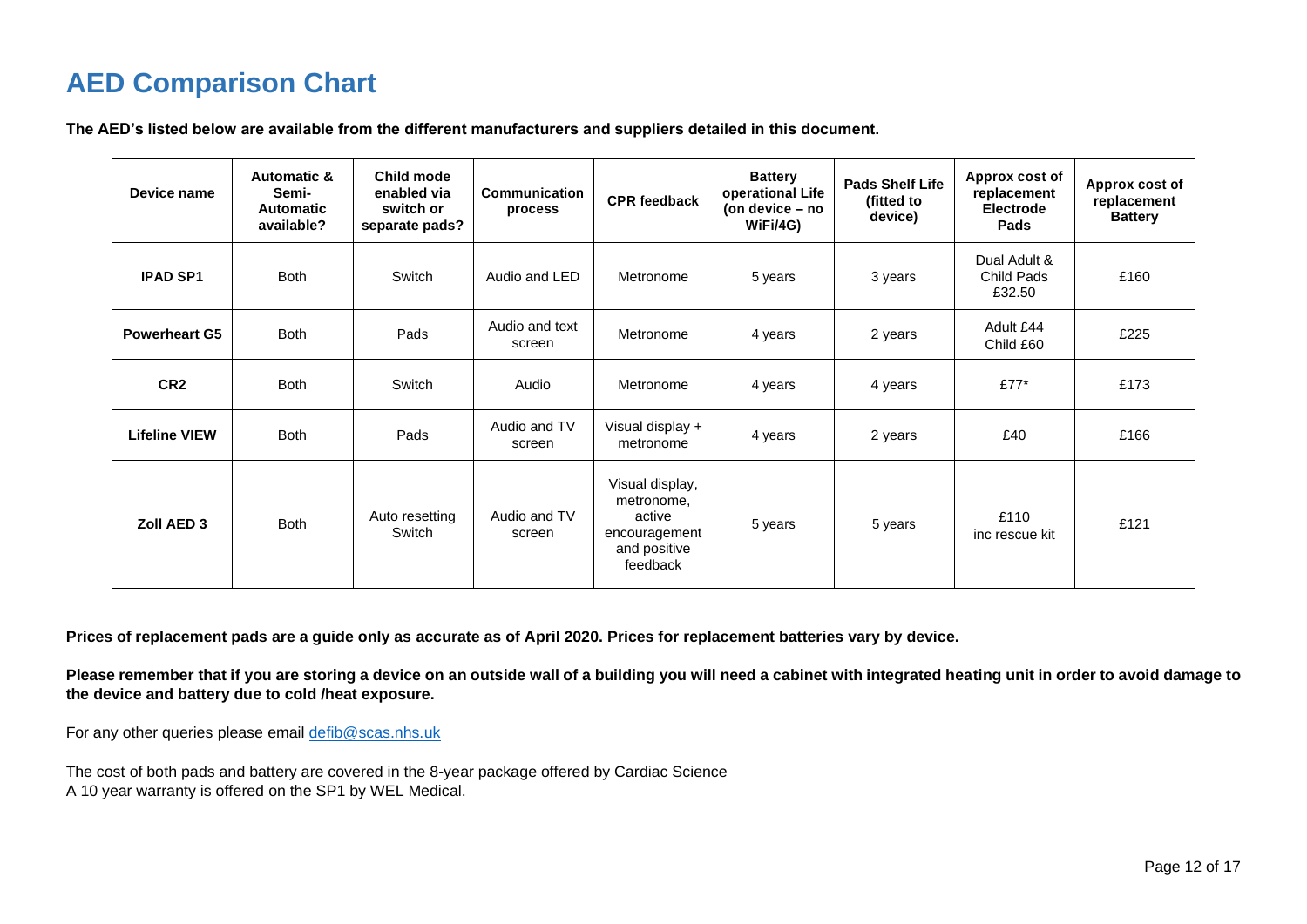# AED Comparison Chart

**The AED's listed below are available from the different manufacturers and suppliers detailed in this document.**

| Device name | Automatic & Semi-Automatic available? | Child mode enabled via switch or separate pads? | Communication process | CPR feedback | Battery operational Life (on device – no WiFi/4G) | Pads Shelf Life (fitted to device) | Approx cost of replacement Electrode Pads | Approx cost of replacement Battery |
|---|---|---|---|---|---|---|---|---|
| **IPAD SP1** | Both | Switch | Audio and LED | Metronome | 5 years | 3 years | Dual Adult & Child Pads £32.50 | £160 |
| **Powerheart G5** | Both | Pads | Audio and text screen | Metronome | 4 years | 2 years | Adult £44 Child £60 | £225 |
| **CR2** | Both | Switch | Audio | Metronome | 4 years | 4 years | £77* | £173 |
| **Lifeline VIEW** | Both | Pads | Audio and TV screen | Visual display + metronome | 4 years | 2 years | £40 | £166 |
| **Zoll AED 3** | Both | Auto resetting Switch | Audio and TV screen | Visual display, metronome, active encouragement and positive feedback | 5 years | 5 years | £110 inc rescue kit | £121 |

**Prices of replacement pads are a guide only as accurate as of April 2020. Prices for replacement batteries vary by device.**

**Please remember that if you are storing a device on an outside wall of a building you will need a cabinet with integrated heating unit in order to avoid damage to the device and battery due to cold /heat exposure.**

For any other queries please email defib@scas.nhs.uk

The cost of both pads and battery are covered in the 8-year package offered by Cardiac Science
A 10 year warranty is offered on the SP1 by WEL Medical.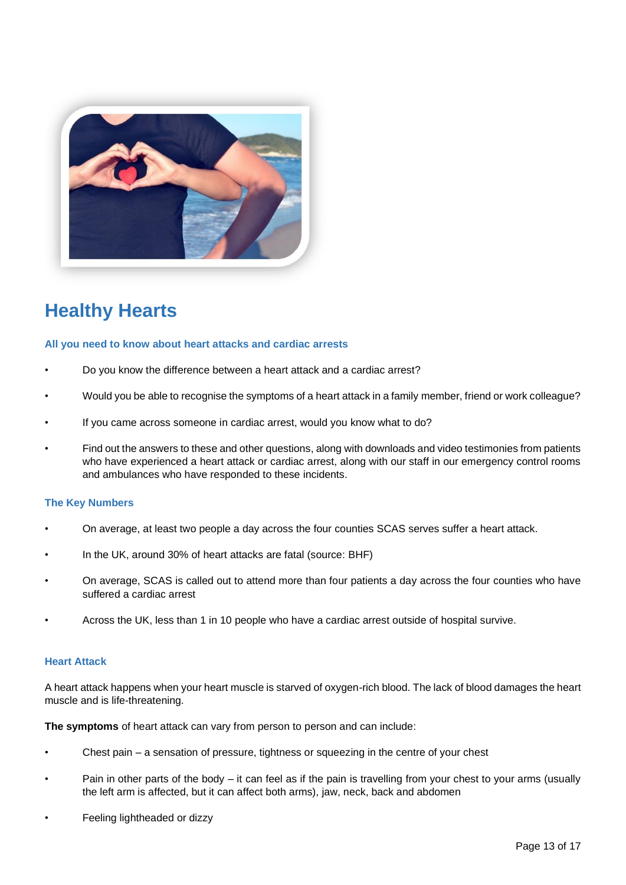## Healthy Hearts

### All you need to know about heart attacks and cardiac arrests

- Do you know the difference between a heart attack and a cardiac arrest?
- Would you be able to recognise the symptoms of a heart attack in a family member, friend or work colleague?
- If you came across someone in cardiac arrest, would you know what to do?
- Find out the answers to these and other questions, along with downloads and video testimonies from patients who have experienced a heart attack or cardiac arrest, along with our staff in our emergency control rooms and ambulances who have responded to these incidents.

### The Key Numbers

- On average, at least two people a day across the four counties SCAS serves suffer a heart attack.
- In the UK, around 30% of heart attacks are fatal (source: BHF)
- On average, SCAS is called out to attend more than four patients a day across the four counties who have suffered a cardiac arrest
- Across the UK, less than 1 in 10 people who have a cardiac arrest outside of hospital survive.

### Heart Attack

A heart attack happens when your heart muscle is starved of oxygen-rich blood. The lack of blood damages the heart muscle and is life-threatening.

**The symptoms** of heart attack can vary from person to person and can include:

- Chest pain – a sensation of pressure, tightness or squeezing in the centre of your chest
- Pain in other parts of the body – it can feel as if the pain is travelling from your chest to your arms (usually the left arm is affected, but it can affect both arms), jaw, neck, back and abdomen
- Feeling lightheaded or dizzy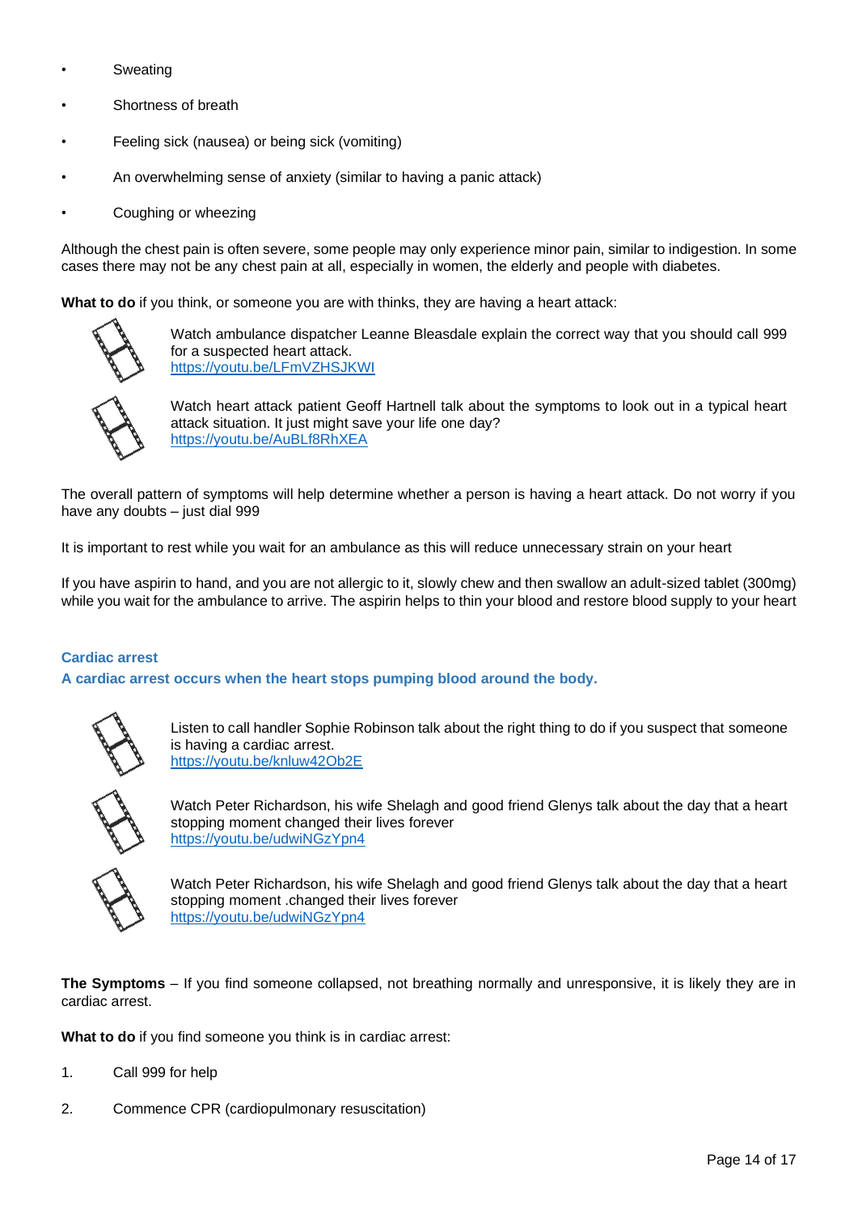- Sweating
- Shortness of breath
- Feeling sick (nausea) or being sick (vomiting)
- An overwhelming sense of anxiety (similar to having a panic attack)
- Coughing or wheezing

Although the chest pain is often severe, some people may only experience minor pain, similar to indigestion. In some cases there may not be any chest pain at all, especially in women, the elderly and people with diabetes.

**What to do** if you think, or someone you are with thinks, they are having a heart attack:

Watch ambulance dispatcher Leanne Bleasdale explain the correct way that you should call 999 for a suspected heart attack.
https://youtu.be/LFmVZHSJKWI

Watch heart attack patient Geoff Hartnell talk about the symptoms to look out in a typical heart attack situation. It just might save your life one day?
https://youtu.be/AuBLf8RhXEA

The overall pattern of symptoms will help determine whether a person is having a heart attack. Do not worry if you have any doubts – just dial 999

It is important to rest while you wait for an ambulance as this will reduce unnecessary strain on your heart

If you have aspirin to hand, and you are not allergic to it, slowly chew and then swallow an adult-sized tablet (300mg) while you wait for the ambulance to arrive. The aspirin helps to thin your blood and restore blood supply to your heart

## Cardiac arrest

**A cardiac arrest occurs when the heart stops pumping blood around the body.**

Listen to call handler Sophie Robinson talk about the right thing to do if you suspect that someone is having a cardiac arrest.
https://youtu.be/knluw42Ob2E

Watch Peter Richardson, his wife Shelagh and good friend Glenys talk about the day that a heart stopping moment changed their lives forever
https://youtu.be/udwiNGzYpn4

Watch Peter Richardson, his wife Shelagh and good friend Glenys talk about the day that a heart stopping moment .changed their lives forever
https://youtu.be/udwiNGzYpn4

**The Symptoms** – If you find someone collapsed, not breathing normally and unresponsive, it is likely they are in cardiac arrest.

**What to do** if you find someone you think is in cardiac arrest:

1. Call 999 for help
2. Commence CPR (cardiopulmonary resuscitation)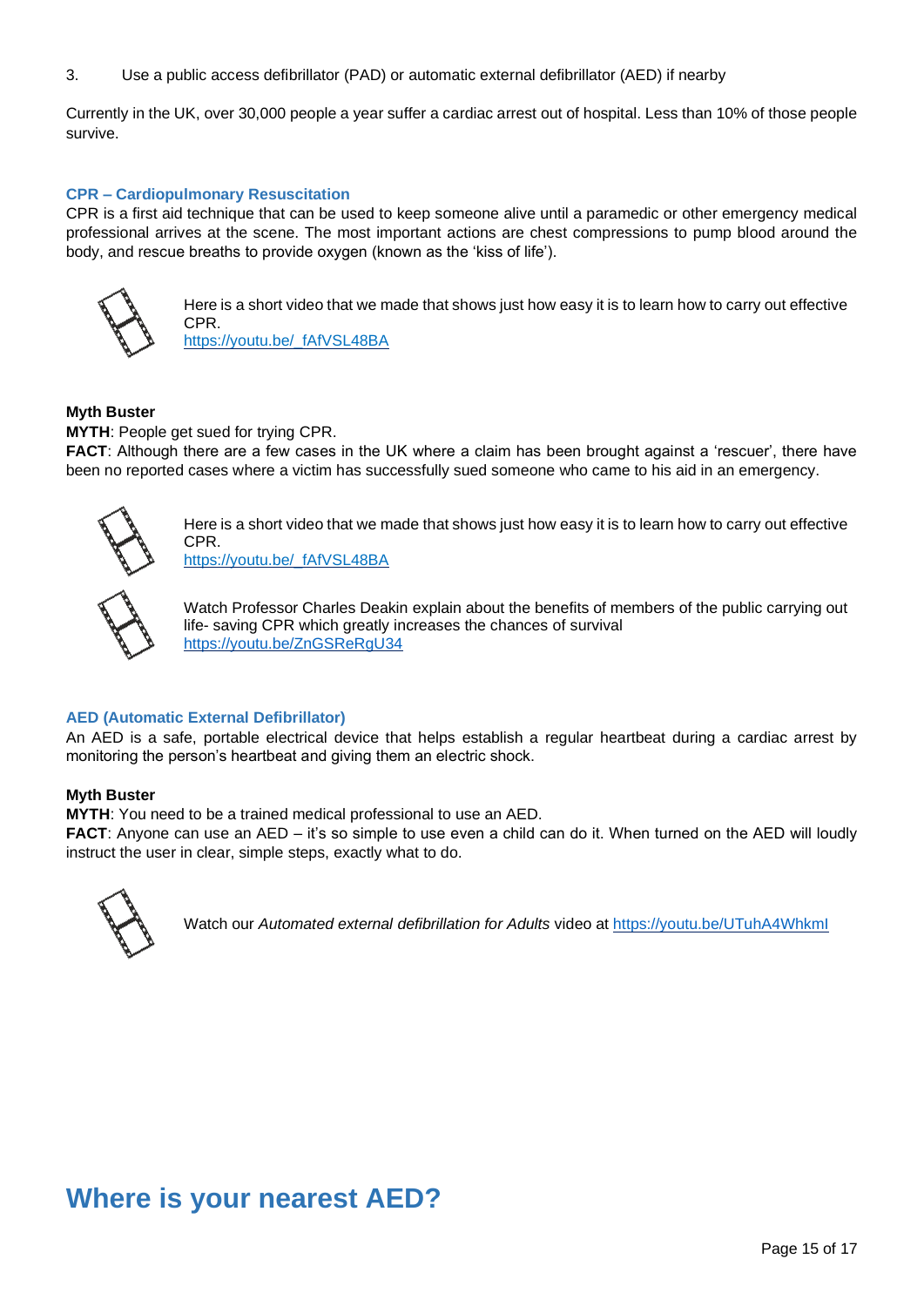3. Use a public access defibrillator (PAD) or automatic external defibrillator (AED) if nearby

Currently in the UK, over 30,000 people a year suffer a cardiac arrest out of hospital. Less than 10% of those people survive.

### CPR – Cardiopulmonary Resuscitation

CPR is a first aid technique that can be used to keep someone alive until a paramedic or other emergency medical professional arrives at the scene. The most important actions are chest compressions to pump blood around the body, and rescue breaths to provide oxygen (known as the 'kiss of life').

Here is a short video that we made that shows just how easy it is to learn how to carry out effective CPR.
https://youtu.be/_fAfVSL48BA

**Myth Buster**
**MYTH**: People get sued for trying CPR.
**FACT**: Although there are a few cases in the UK where a claim has been brought against a 'rescuer', there have been no reported cases where a victim has successfully sued someone who came to his aid in an emergency.

Here is a short video that we made that shows just how easy it is to learn how to carry out effective CPR.
https://youtu.be/_fAfVSL48BA

Watch Professor Charles Deakin explain about the benefits of members of the public carrying out life- saving CPR which greatly increases the chances of survival
https://youtu.be/ZnGSReRgU34

### AED (Automatic External Defibrillator)

An AED is a safe, portable electrical device that helps establish a regular heartbeat during a cardiac arrest by monitoring the person's heartbeat and giving them an electric shock.

**Myth Buster**
**MYTH**: You need to be a trained medical professional to use an AED.
**FACT**: Anyone can use an AED – it's so simple to use even a child can do it. When turned on the AED will loudly instruct the user in clear, simple steps, exactly what to do.

Watch our *Automated external defibrillation for Adults* video at https://youtu.be/UTuhA4WhkmI

## Where is your nearest AED?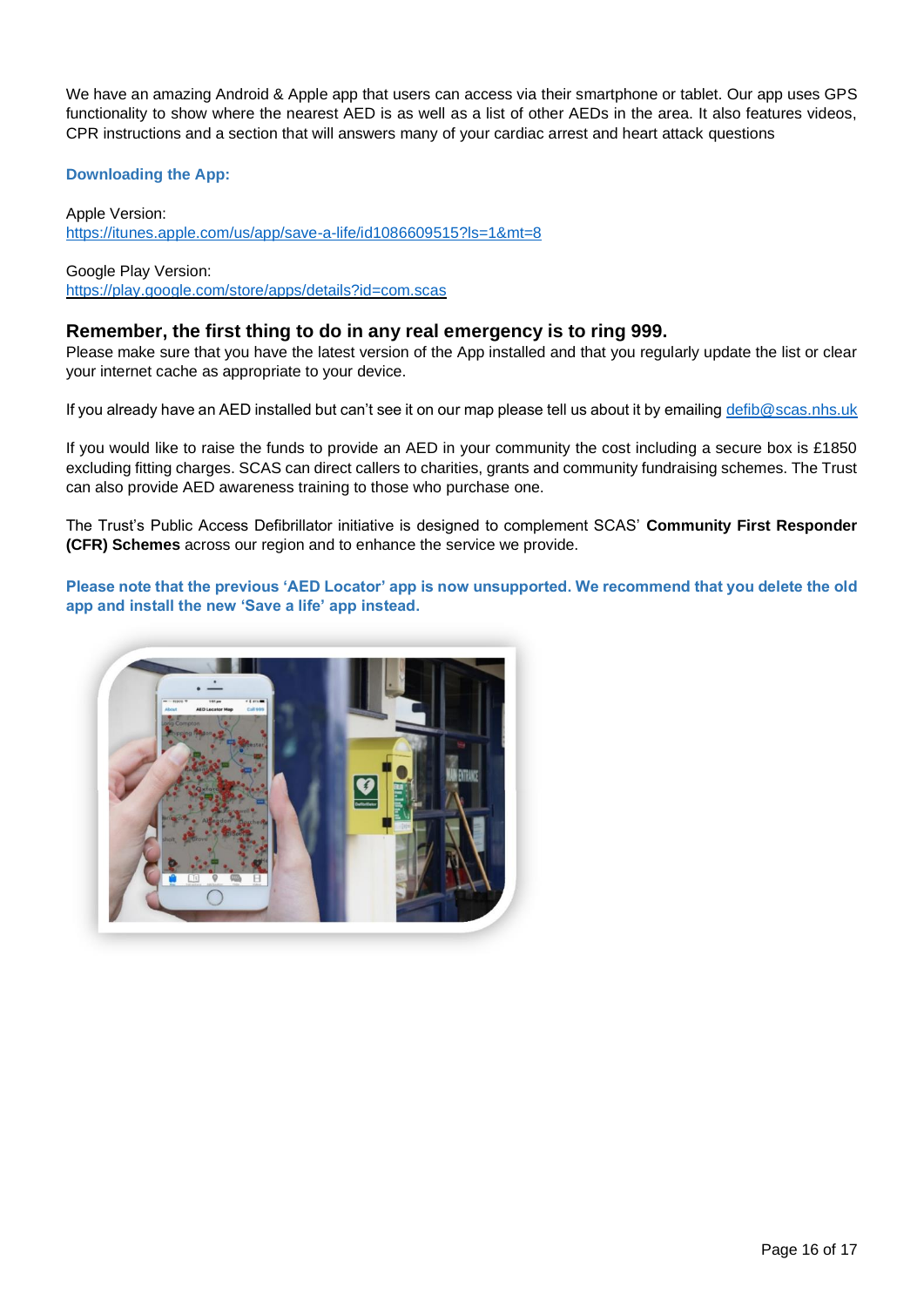We have an amazing Android & Apple app that users can access via their smartphone or tablet. Our app uses GPS functionality to show where the nearest AED is as well as a list of other AEDs in the area. It also features videos, CPR instructions and a section that will answers many of your cardiac arrest and heart attack questions

**Downloading the App:**

Apple Version:
https://itunes.apple.com/us/app/save-a-life/id1086609515?ls=1&mt=8

Google Play Version:
https://play.google.com/store/apps/details?id=com.scas

### Remember, the first thing to do in any real emergency is to ring 999.

Please make sure that you have the latest version of the App installed and that you regularly update the list or clear your internet cache as appropriate to your device.

If you already have an AED installed but can't see it on our map please tell us about it by emailing defib@scas.nhs.uk

If you would like to raise the funds to provide an AED in your community the cost including a secure box is £1850 excluding fitting charges. SCAS can direct callers to charities, grants and community fundraising schemes. The Trust can also provide AED awareness training to those who purchase one.

The Trust's Public Access Defibrillator initiative is designed to complement SCAS' **Community First Responder (CFR) Schemes** across our region and to enhance the service we provide.

**Please note that the previous 'AED Locator' app is now unsupported. We recommend that you delete the old app and install the new 'Save a life' app instead.**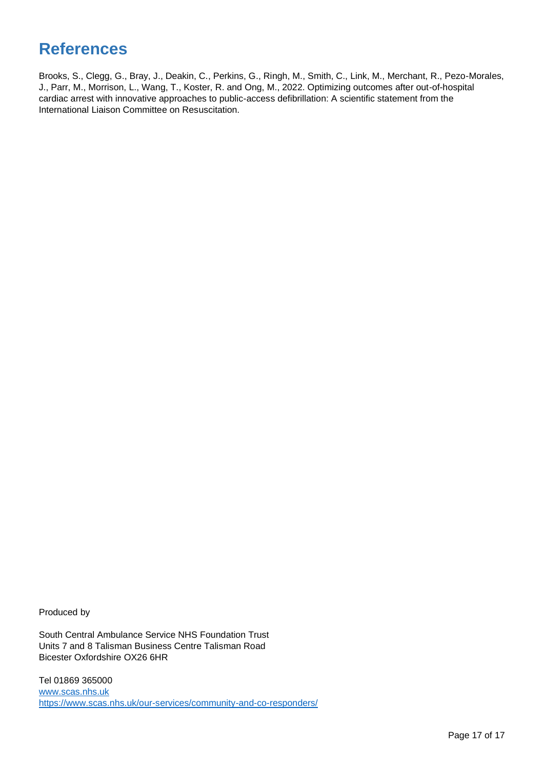# References

Brooks, S., Clegg, G., Bray, J., Deakin, C., Perkins, G., Ringh, M., Smith, C., Link, M., Merchant, R., Pezo-Morales, J., Parr, M., Morrison, L., Wang, T., Koster, R. and Ong, M., 2022. Optimizing outcomes after out-of-hospital cardiac arrest with innovative approaches to public-access defibrillation: A scientific statement from the International Liaison Committee on Resuscitation.

Produced by

South Central Ambulance Service NHS Foundation Trust
Units 7 and 8 Talisman Business Centre Talisman Road
Bicester Oxfordshire OX26 6HR

Tel 01869 365000
www.scas.nhs.uk
https://www.scas.nhs.uk/our-services/community-and-co-responders/